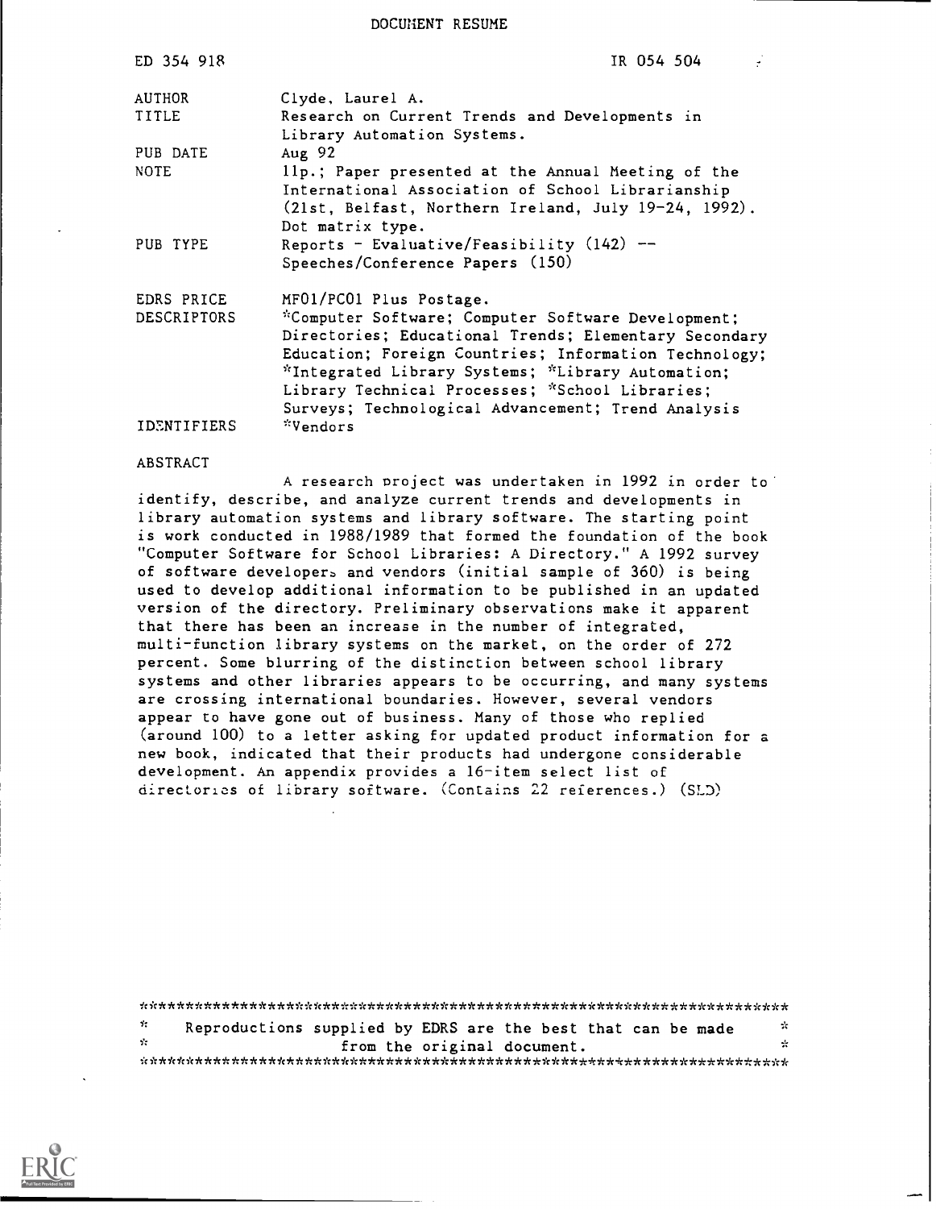DOCUMENT RESUME

| | |
|---|---|
| ED 354 918 | IR 054 504 |
| AUTHOR | Clyde, Laurel A. |
| TITLE | Research on Current Trends and Developments in Library Automation Systems. |
| PUB DATE | Aug 92 |
| NOTE | 11p.; Paper presented at the Annual Meeting of the International Association of School Librarianship (21st, Belfast, Northern Ireland, July 19-24, 1992). Dot matrix type. |
| PUB TYPE | Reports - Evaluative/Feasibility (142) -- Speeches/Conference Papers (150) |
| EDRS PRICE | MF01/PC01 Plus Postage. |
| DESCRIPTORS | *Computer Software; Computer Software Development; Directories; Educational Trends; Elementary Secondary Education; Foreign Countries; Information Technology; *Integrated Library Systems; *Library Automation; Library Technical Processes; *School Libraries; Surveys; Technological Advancement; Trend Analysis |
| IDENTIFIERS | *Vendors |

ABSTRACT

A research project was undertaken in 1992 in order to identify, describe, and analyze current trends and developments in library automation systems and library software. The starting point is work conducted in 1988/1989 that formed the foundation of the book "Computer Software for School Libraries: A Directory." A 1992 survey of software developers and vendors (initial sample of 360) is being used to develop additional information to be published in an updated version of the directory. Preliminary observations make it apparent that there has been an increase in the number of integrated, multi-function library systems on the market, on the order of 272 percent. Some blurring of the distinction between school library systems and other libraries appears to be occurring, and many systems are crossing international boundaries. However, several vendors appear to have gone out of business. Many of those who replied (around 100) to a letter asking for updated product information for a new book, indicated that their products had undergone considerable development. An appendix provides a 16-item select list of directories of library software. (Contains 22 references.) (SLD)

***********************************************************************
* Reproductions supplied by EDRS are the best that can be made *
* from the original document. *
***********************************************************************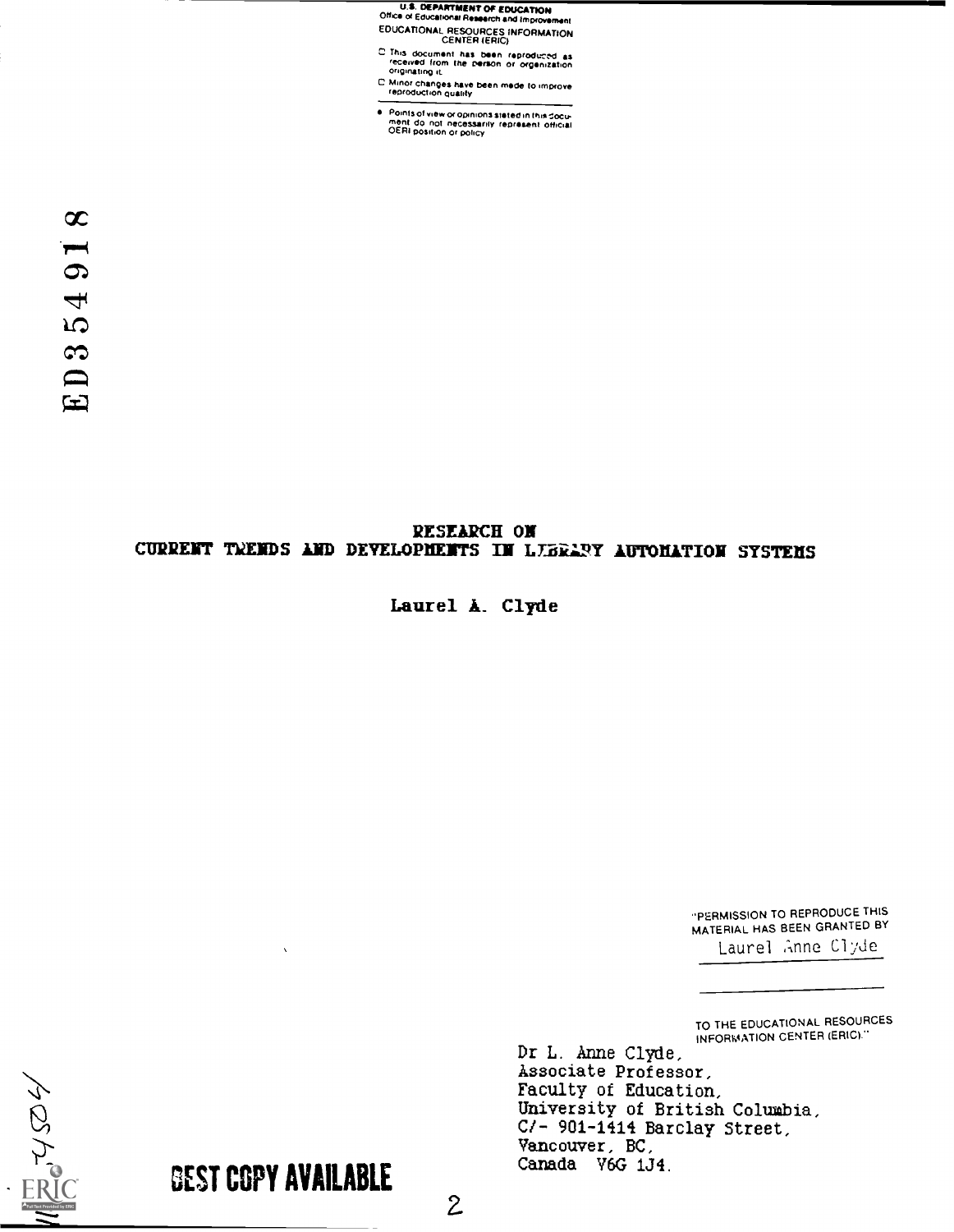U.S. DEPARTMENT OF EDUCATION
Office of Educational Research and Improvement
EDUCATIONAL RESOURCES INFORMATION CENTER (ERIC)

- This document has been reproduced as received from the person or organization originating it.
- Minor changes have been made to improve reproduction quality
- Points of view or opinions stated in this document do not necessarily represent official OERI position or policy

ED354918

# RESEARCH ON CURRENT TRENDS AND DEVELOPMENTS IN LIBRARY AUTOMATION SYSTEMS

Laurel A. Clyde

"PERMISSION TO REPRODUCE THIS MATERIAL HAS BEEN GRANTED BY
Laurel Anne Clyde

TO THE EDUCATIONAL RESOURCES INFORMATION CENTER (ERIC)."

Dr L. Anne Clyde,
Associate Professor,
Faculty of Education,
University of British Columbia,
C/- 901-1414 Barclay Street,
Vancouver, BC,
Canada V6G 1J4.

BEST COPY AVAILABLE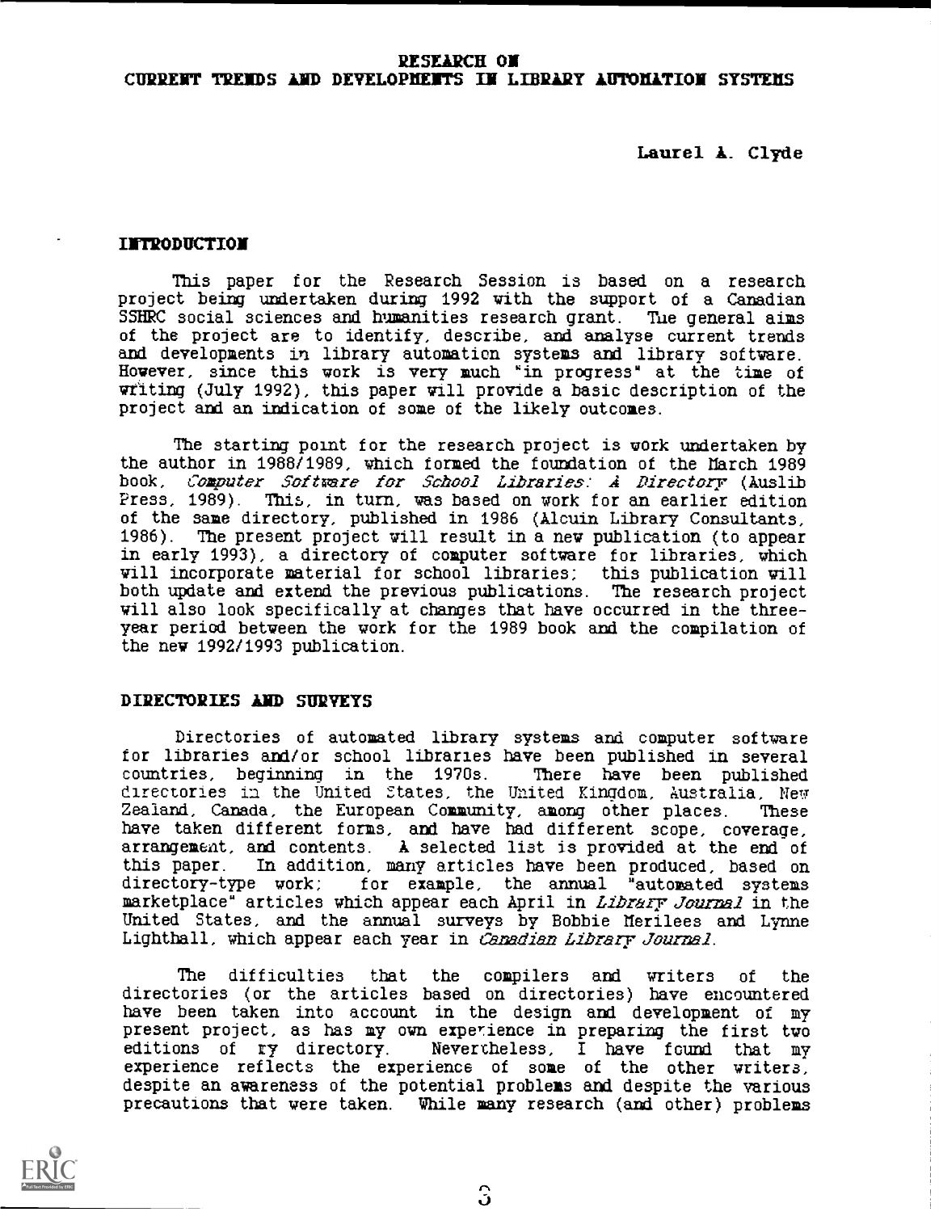# RESEARCH ON CURRENT TRENDS AND DEVELOPMENTS IN LIBRARY AUTOMATION SYSTEMS

Laurel A. Clyde

## INTRODUCTION

This paper for the Research Session is based on a research project being undertaken during 1992 with the support of a Canadian SSHRC social sciences and humanities research grant. The general aims of the project are to identify, describe, and analyse current trends and developments in library automation systems and library software. However, since this work is very much "in progress" at the time of writing (July 1992), this paper will provide a basic description of the project and an indication of some of the likely outcomes.

The starting point for the research project is work undertaken by the author in 1988/1989, which formed the foundation of the March 1989 book, *Computer Software for School Libraries: A Directory* (Auslib Press, 1989). This, in turn, was based on work for an earlier edition of the same directory, published in 1986 (Alcuin Library Consultants, 1986). The present project will result in a new publication (to appear in early 1993), a directory of computer software for libraries, which will incorporate material for school libraries; this publication will both update and extend the previous publications. The research project will also look specifically at changes that have occurred in the three-year period between the work for the 1989 book and the compilation of the new 1992/1993 publication.

## DIRECTORIES AND SURVEYS

Directories of automated library systems and computer software for libraries and/or school libraries have been published in several countries, beginning in the 1970s. There have been published directories in the United States, the United Kingdom, Australia, New Zealand, Canada, the European Community, among other places. These have taken different forms, and have had different scope, coverage, arrangement, and contents. A selected list is provided at the end of this paper. In addition, many articles have been produced, based on directory-type work; for example, the annual "automated systems marketplace" articles which appear each April in *Library Journal* in the United States, and the annual surveys by Bobbie Merilees and Lynne Lighthall, which appear each year in *Canadian Library Journal*.

The difficulties that the compilers and writers of the directories (or the articles based on directories) have encountered have been taken into account in the design and development of my present project, as has my own experience in preparing the first two editions of my directory. Nevertheless, I have found that my experience reflects the experience of some of the other writers, despite an awareness of the potential problems and despite the various precautions that were taken. While many research (and other) problems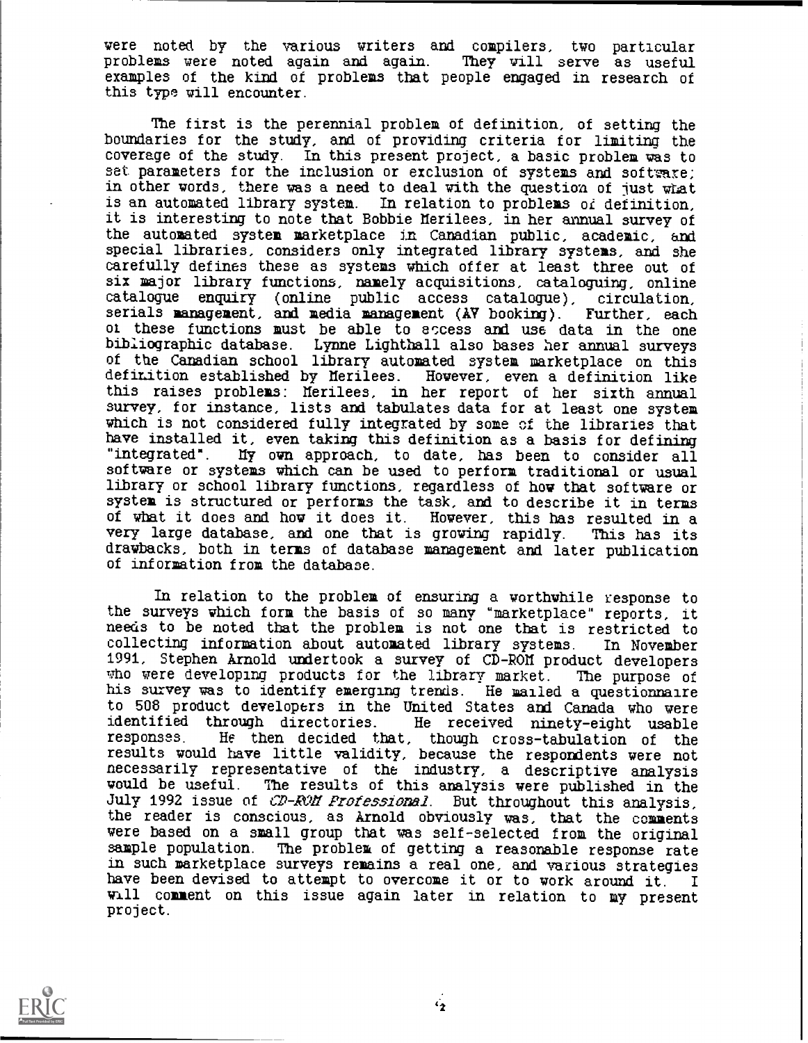were noted by the various writers and compilers, two particular problems were noted again and again. They will serve as useful examples of the kind of problems that people engaged in research of this type will encounter.

The first is the perennial problem of definition, of setting the boundaries for the study, and of providing criteria for limiting the coverage of the study. In this present project, a basic problem was to set parameters for the inclusion or exclusion of systems and software; in other words, there was a need to deal with the question of just what is an automated library system. In relation to problems of definition, it is interesting to note that Bobbie Merilees, in her annual survey of the automated system marketplace in Canadian public, academic, and special libraries, considers only integrated library systems, and she carefully defines these as systems which offer at least three out of six major library functions, namely acquisitions, cataloguing, online catalogue enquiry (online public access catalogue), circulation, serials management, and media management (AV booking). Further, each of these functions must be able to access and use data in the one bibliographic database. Lynne Lighthall also bases her annual surveys of the Canadian school library automated system marketplace on this definition established by Merilees. However, even a definition like this raises problems: Merilees, in her report of her sixth annual survey, for instance, lists and tabulates data for at least one system which is not considered fully integrated by some of the libraries that have installed it, even taking this definition as a basis for defining "integrated". My own approach, to date, has been to consider all software or systems which can be used to perform traditional or usual library or school library functions, regardless of how that software or system is structured or performs the task, and to describe it in terms of what it does and how it does it. However, this has resulted in a very large database, and one that is growing rapidly. This has its drawbacks, both in terms of database management and later publication of information from the database.

In relation to the problem of ensuring a worthwhile response to the surveys which form the basis of so many "marketplace" reports, it needs to be noted that the problem is not one that is restricted to collecting information about automated library systems. In November 1991, Stephen Arnold undertook a survey of CD-ROM product developers who were developing products for the library market. The purpose of his survey was to identify emerging trends. He mailed a questionnaire to 508 product developers in the United States and Canada who were identified through directories. He received ninety-eight usable responses. He then decided that, though cross-tabulation of the results would have little validity, because the respondents were not necessarily representative of the industry, a descriptive analysis would be useful. The results of this analysis were published in the July 1992 issue of *CD-ROM Professional*. But throughout this analysis, the reader is conscious, as Arnold obviously was, that the comments were based on a small group that was self-selected from the original sample population. The problem of getting a reasonable response rate in such marketplace surveys remains a real one, and various strategies have been devised to attempt to overcome it or to work around it. I will comment on this issue again later in relation to my present project.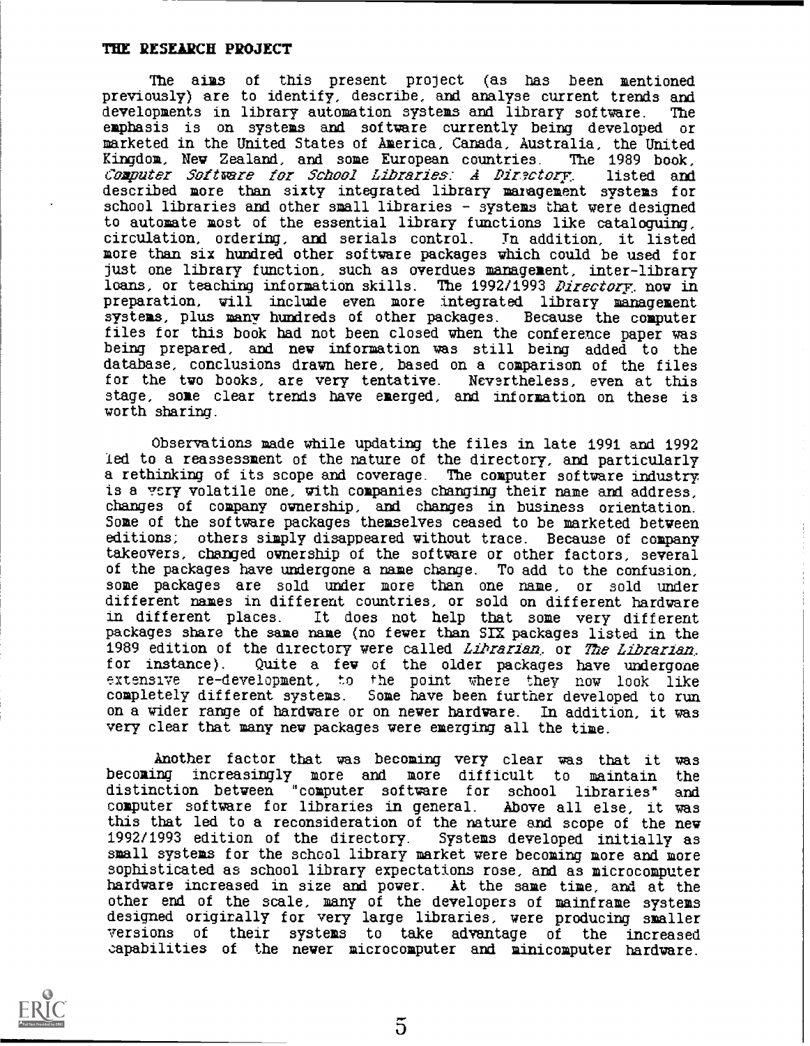## THE RESEARCH PROJECT

The aims of this present project (as has been mentioned previously) are to identify, describe, and analyse current trends and developments in library automation systems and library software. The emphasis is on systems and software currently being developed or marketed in the United States of America, Canada, Australia, the United Kingdom, New Zealand, and some European countries. The 1989 book, *Computer Software for School Libraries: A Directory*, listed and described more than sixty integrated library management systems for school libraries and other small libraries - systems that were designed to automate most of the essential library functions like cataloguing, circulation, ordering, and serials control. In addition, it listed more than six hundred other software packages which could be used for just one library function, such as overdues management, inter-library loans, or teaching information skills. The 1992/1993 *Directory*, now in preparation, will include even more integrated library management systems, plus many hundreds of other packages. Because the computer files for this book had not been closed when the conference paper was being prepared, and new information was still being added to the database, conclusions drawn here, based on a comparison of the files for the two books, are very tentative. Nevertheless, even at this stage, some clear trends have emerged, and information on these is worth sharing.

Observations made while updating the files in late 1991 and 1992 led to a reassessment of the nature of the directory, and particularly a rethinking of its scope and coverage. The computer software industry is a very volatile one, with companies changing their name and address, changes of company ownership, and changes in business orientation. Some of the software packages themselves ceased to be marketed between editions; others simply disappeared without trace. Because of company takeovers, changed ownership of the software or other factors, several of the packages have undergone a name change. To add to the confusion, some packages are sold under more than one name, or sold under different names in different countries, or sold on different hardware in different places. It does not help that some very different packages share the same name (no fewer than SIX packages listed in the 1989 edition of the directory were called *Librarian*, or *The Librarian*, for instance). Quite a few of the older packages have undergone extensive re-development, to the point where they now look like completely different systems. Some have been further developed to run on a wider range of hardware or on newer hardware. In addition, it was very clear that many new packages were emerging all the time.

Another factor that was becoming very clear was that it was becoming increasingly more and more difficult to maintain the distinction between "computer software for school libraries" and computer software for libraries in general. Above all else, it was this that led to a reconsideration of the nature and scope of the new 1992/1993 edition of the directory. Systems developed initially as small systems for the school library market were becoming more and more sophisticated as school library expectations rose, and as microcomputer hardware increased in size and power. At the same time, and at the other end of the scale, many of the developers of mainframe systems designed originally for very large libraries, were producing smaller versions of their systems to take advantage of the increased capabilities of the newer microcomputer and minicomputer hardware.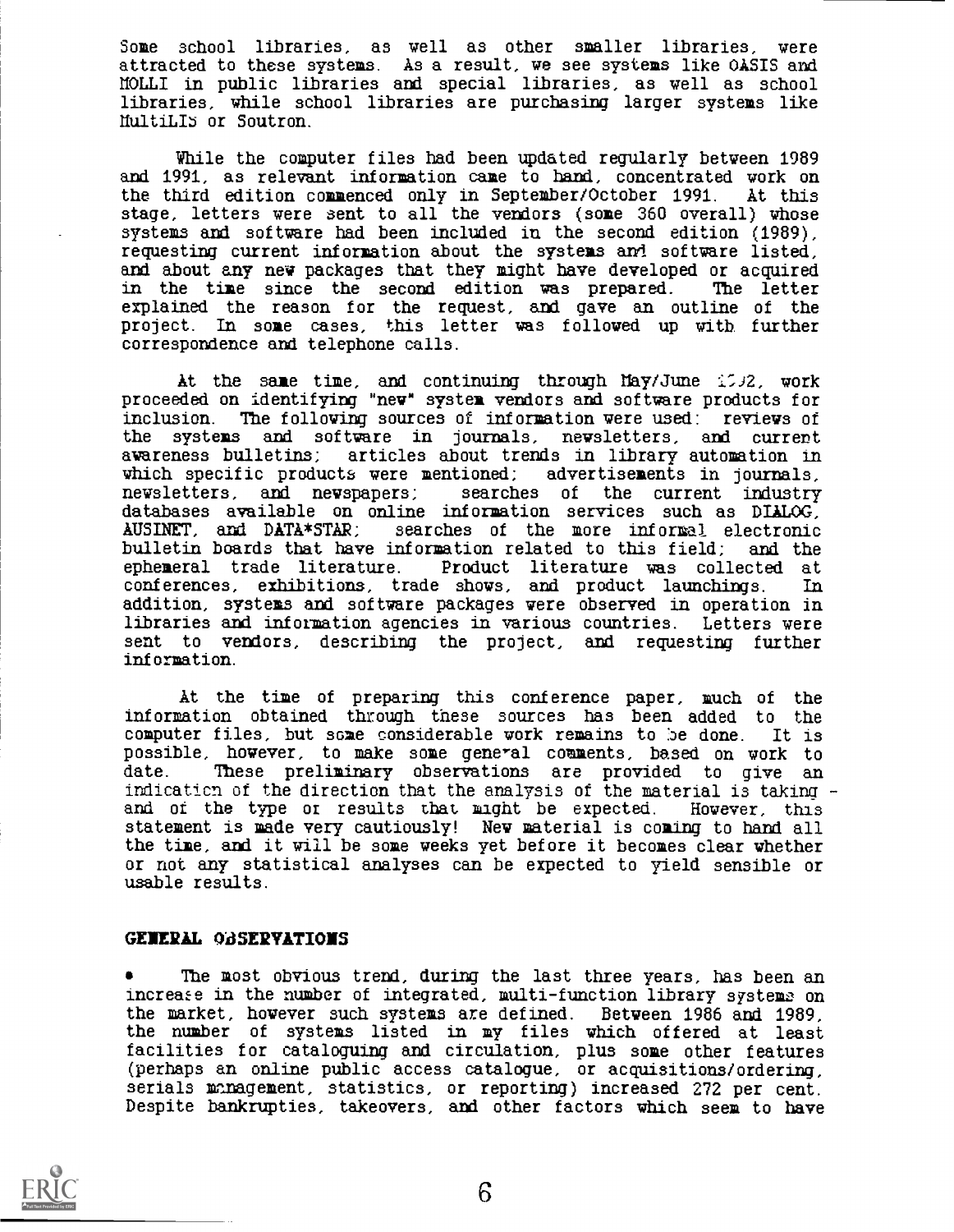Some school libraries, as well as other smaller libraries, were attracted to these systems. As a result, we see systems like OASIS and MOLLI in public libraries and special libraries, as well as school libraries, while school libraries are purchasing larger systems like MultiLIS or Soutron.

While the computer files had been updated regularly between 1989 and 1991, as relevant information came to hand, concentrated work on the third edition commenced only in September/October 1991. At this stage, letters were sent to all the vendors (some 360 overall) whose systems and software had been included in the second edition (1989), requesting current information about the systems and software listed, and about any new packages that they might have developed or acquired in the time since the second edition was prepared. The letter explained the reason for the request, and gave an outline of the project. In some cases, this letter was followed up with further correspondence and telephone calls.

At the same time, and continuing through May/June 1992, work proceeded on identifying "new" system vendors and software products for inclusion. The following sources of information were used: reviews of the systems and software in journals, newsletters, and current awareness bulletins; articles about trends in library automation in which specific products were mentioned; advertisements in journals, newsletters, and newspapers; searches of the current industry databases available on online information services such as DIALOG, AUSINET, and DATA*STAR; searches of the more informal electronic bulletin boards that have information related to this field; and the ephemeral trade literature. Product literature was collected at conferences, exhibitions, trade shows, and product launchings. In addition, systems and software packages were observed in operation in libraries and information agencies in various countries. Letters were sent to vendors, describing the project, and requesting further information.

At the time of preparing this conference paper, much of the information obtained through these sources has been added to the computer files, but some considerable work remains to be done. It is possible, however, to make some general comments, based on work to date. These preliminary observations are provided to give an indication of the direction that the analysis of the material is taking - and of the type of results that might be expected. However, this statement is made very cautiously! New material is coming to hand all the time, and it will be some weeks yet before it becomes clear whether or not any statistical analyses can be expected to yield sensible or usable results.

## GENERAL OBSERVATIONS

- The most obvious trend, during the last three years, has been an increase in the number of integrated, multi-function library systems on the market, however such systems are defined. Between 1986 and 1989, the number of systems listed in my files which offered at least facilities for cataloguing and circulation, plus some other features (perhaps an online public access catalogue, or acquisitions/ordering, serials management, statistics, or reporting) increased 272 per cent. Despite bankruptcies, takeovers, and other factors which seem to have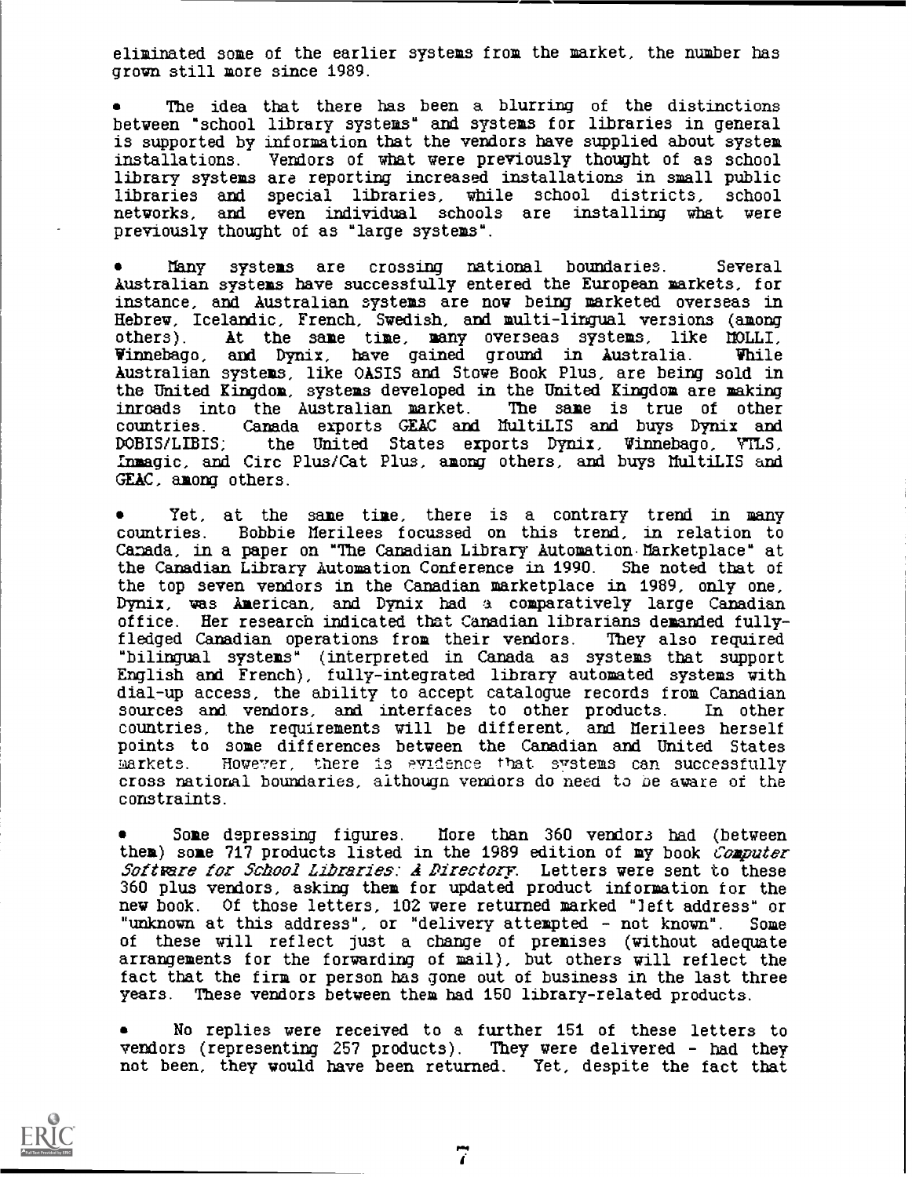eliminated some of the earlier systems from the market, the number has grown still more since 1989.

- The idea that there has been a blurring of the distinctions between "school library systems" and systems for libraries in general is supported by information that the vendors have supplied about system installations. Vendors of what were previously thought of as school library systems are reporting increased installations in small public libraries and special libraries, while school districts, school networks, and even individual schools are installing what were previously thought of as "large systems".

- Many systems are crossing national boundaries. Several Australian systems have successfully entered the European markets, for instance, and Australian systems are now being marketed overseas in Hebrew, Icelandic, French, Swedish, and multi-lingual versions (among others). At the same time, many overseas systems, like MOLLI, Winnebago, and Dynix, have gained ground in Australia. While Australian systems, like OASIS and Stowe Book Plus, are being sold in the United Kingdom, systems developed in the United Kingdom are making inroads into the Australian market. The same is true of other countries. Canada exports GEAC and MultiLIS and buys Dynix and DOBIS/LIBIS; the United States exports Dynix, Winnebago, VTLS, Inmagic, and Circ Plus/Cat Plus, among others, and buys MultiLIS and GEAC, among others.

- Yet, at the same time, there is a contrary trend in many countries. Bobbie Merilees focussed on this trend, in relation to Canada, in a paper on "The Canadian Library Automation Marketplace" at the Canadian Library Automation Conference in 1990. She noted that of the top seven vendors in the Canadian marketplace in 1989, only one, Dynix, was American, and Dynix had a comparatively large Canadian office. Her research indicated that Canadian librarians demanded fully-fledged Canadian operations from their vendors. They also required "bilingual systems" (interpreted in Canada as systems that support English and French), fully-integrated library automated systems with dial-up access, the ability to accept catalogue records from Canadian sources and vendors, and interfaces to other products. In other countries, the requirements will be different, and Merilees herself points to some differences between the Canadian and United States markets. However, there is evidence that systems can successfully cross national boundaries, although vendors do need to be aware of the constraints.

- Some depressing figures. More than 360 vendors had (between them) some 717 products listed in the 1989 edition of my book *Computer Software for School Libraries: A Directory*. Letters were sent to these 360 plus vendors, asking them for updated product information for the new book. Of those letters, 102 were returned marked "left address" or "unknown at this address", or "delivery attempted - not known". Some of these will reflect just a change of premises (without adequate arrangements for the forwarding of mail), but others will reflect the fact that the firm or person has gone out of business in the last three years. These vendors between them had 150 library-related products.

- No replies were received to a further 151 of these letters to vendors (representing 257 products). They were delivered - had they not been, they would have been returned. Yet, despite the fact that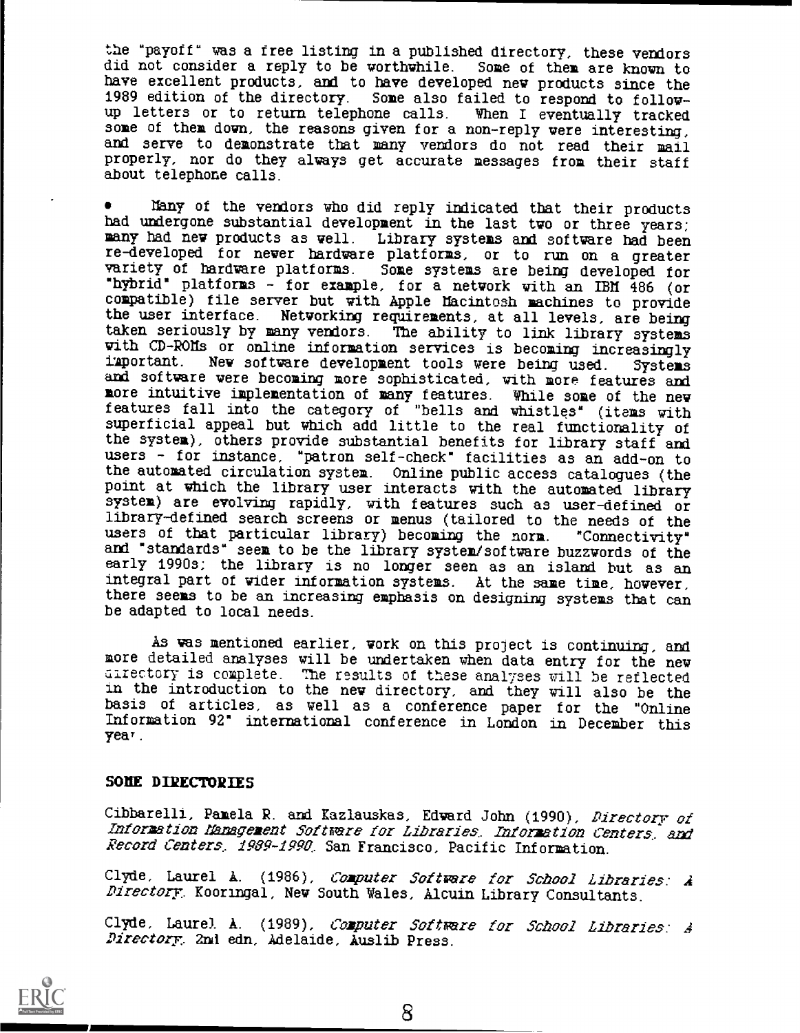the "payoff" was a free listing in a published directory, these vendors did not consider a reply to be worthwhile. Some of them are known to have excellent products, and to have developed new products since the 1989 edition of the directory. Some also failed to respond to follow-up letters or to return telephone calls. When I eventually tracked some of them down, the reasons given for a non-reply were interesting, and serve to demonstrate that many vendors do not read their mail properly, nor do they always get accurate messages from their staff about telephone calls.

- Many of the vendors who did reply indicated that their products had undergone substantial development in the last two or three years; many had new products as well. Library systems and software had been re-developed for newer hardware platforms, or to run on a greater variety of hardware platforms. Some systems are being developed for "hybrid" platforms - for example, for a network with an IBM 486 (or compatible) file server but with Apple Macintosh machines to provide the user interface. Networking requirements, at all levels, are being taken seriously by many vendors. The ability to link library systems with CD-ROMs or online information services is becoming increasingly important. New software development tools were being used. Systems and software were becoming more sophisticated, with more features and more intuitive implementation of many features. While some of the new features fall into the category of "bells and whistles" (items with superficial appeal but which add little to the real functionality of the system), others provide substantial benefits for library staff and users - for instance, "patron self-check" facilities as an add-on to the automated circulation system. Online public access catalogues (the point at which the library user interacts with the automated library system) are evolving rapidly, with features such as user-defined or library-defined search screens or menus (tailored to the needs of the users of that particular library) becoming the norm. "Connectivity" and "standards" seem to be the library system/software buzzwords of the early 1990s; the library is no longer seen as an island but as an integral part of wider information systems. At the same time, however, there seems to be an increasing emphasis on designing systems that can be adapted to local needs.

As was mentioned earlier, work on this project is continuing, and more detailed analyses will be undertaken when data entry for the new directory is complete. The results of these analyses will be reflected in the introduction to the new directory, and they will also be the basis of articles, as well as a conference paper for the "Online Information 92" international conference in London in December this year.

## SOME DIRECTORIES

Cibbarelli, Pamela R. and Kazlauskas, Edward John (1990), *Directory of Information Management Software for Libraries, Information Centers, and Record Centers, 1989-1990*. San Francisco, Pacific Information.

Clyde, Laurel A. (1986), *Computer Software for School Libraries: A Directory*. Kooringal, New South Wales, Alcuin Library Consultants.

Clyde, Laurel A. (1989), *Computer Software for School Libraries: A Directory*. 2nd edn, Adelaide, Auslib Press.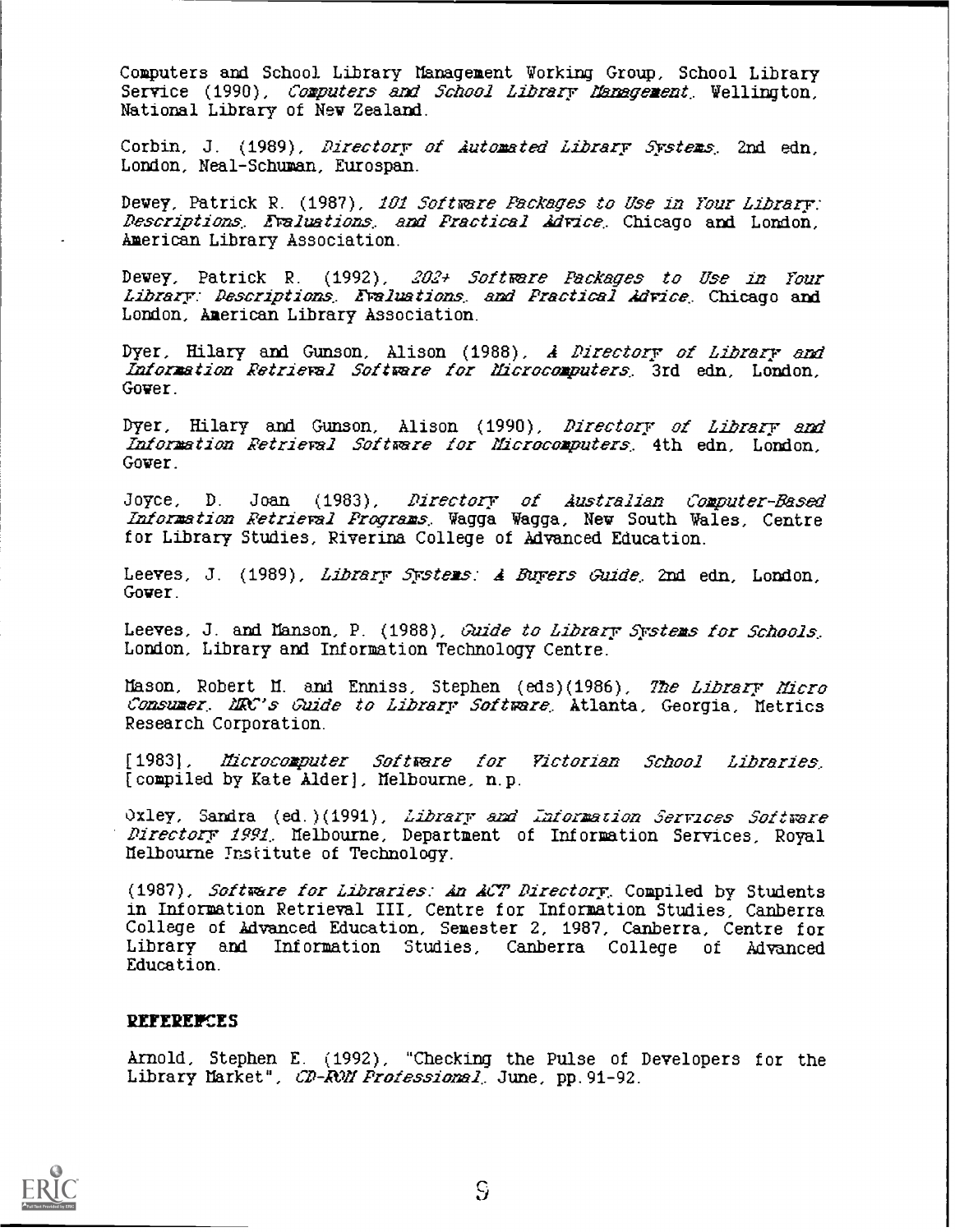Computers and School Library Management Working Group, School Library Service (1990), *Computers and School Library Management*. Wellington, National Library of New Zealand.

Corbin, J. (1989), *Directory of Automated Library Systems*. 2nd edn, London, Neal-Schuman, Eurospan.

Dewey, Patrick R. (1987), *101 Software Packages to Use in Your Library: Descriptions, Evaluations, and Practical Advice*. Chicago and London, American Library Association.

Dewey, Patrick R. (1992), *202+ Software Packages to Use in Your Library: Descriptions, Evaluations, and Practical Advice*. Chicago and London, American Library Association.

Dyer, Hilary and Gunson, Alison (1988), *A Directory of Library and Information Retrieval Software for Microcomputers*. 3rd edn, London, Gower.

Dyer, Hilary and Gunson, Alison (1990), *Directory of Library and Information Retrieval Software for Microcomputers*. 4th edn, London, Gower.

Joyce, D. Joan (1983), *Directory of Australian Computer-Based Information Retrieval Programs*. Wagga Wagga, New South Wales, Centre for Library Studies, Riverina College of Advanced Education.

Leeves, J. (1989), *Library Systems: A Buyers Guide*. 2nd edn, London, Gower.

Leeves, J. and Manson, P. (1988), *Guide to Library Systems for Schools*. London, Library and Information Technology Centre.

Mason, Robert M. and Enniss, Stephen (eds)(1986), *The Library Micro Consumer. MRC's Guide to Library Software*. Atlanta, Georgia, Metrics Research Corporation.

[1983], *Microcomputer Software for Victorian School Libraries*. [compiled by Kate Alder], Melbourne, n.p.

Oxley, Sandra (ed.)(1991), *Library and Information Services Software Directory 1991*. Melbourne, Department of Information Services, Royal Melbourne Institute of Technology.

(1987), *Software for Libraries: An ACT Directory*. Compiled by Students in Information Retrieval III, Centre for Information Studies, Canberra College of Advanced Education, Semester 2, 1987, Canberra, Centre for Library and Information Studies, Canberra College of Advanced Education.

## REFERENCES

Arnold, Stephen E. (1992), "Checking the Pulse of Developers for the Library Market", *CD-ROM Professional*. June, pp.91-92.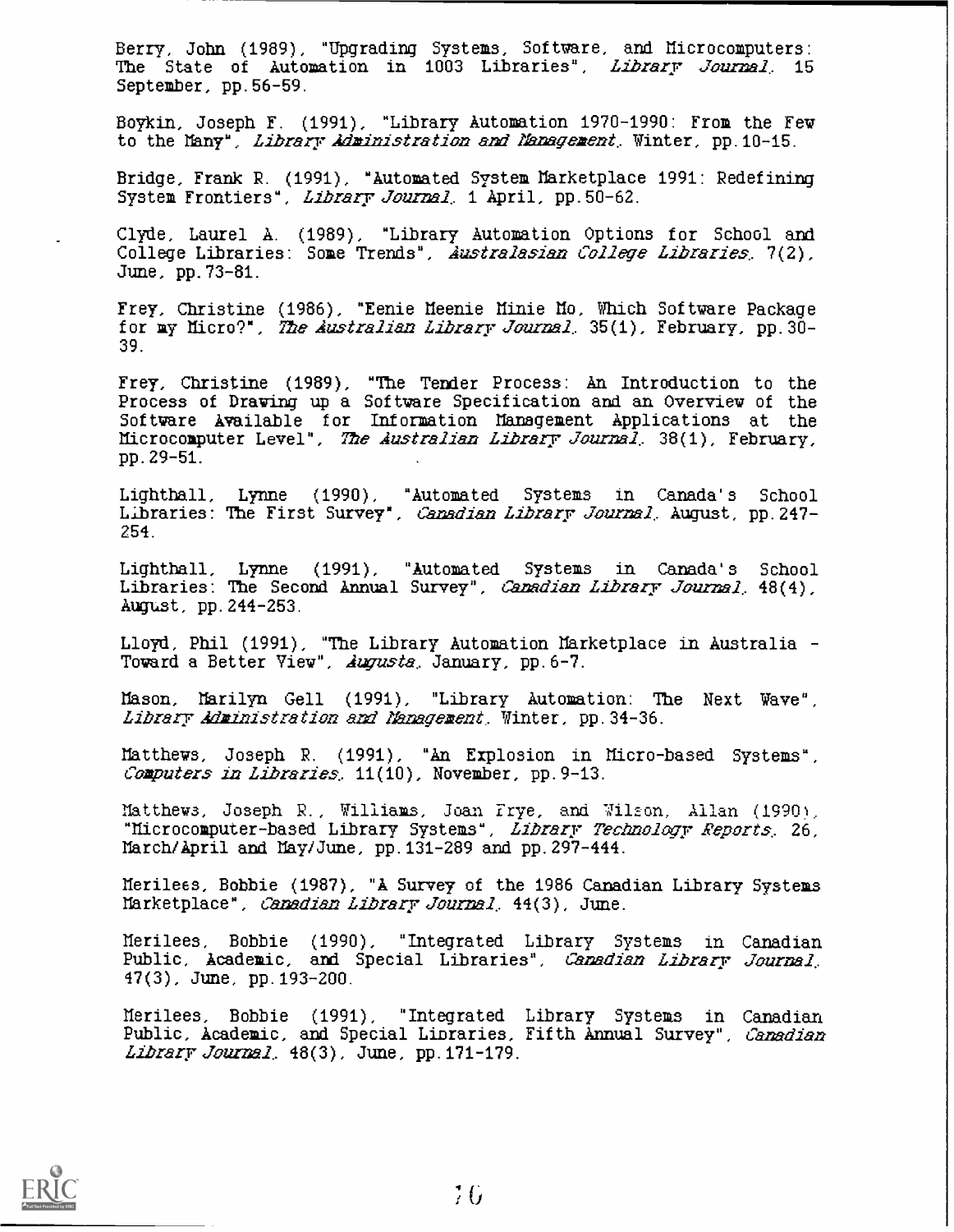Berry, John (1989), "Upgrading Systems, Software, and Microcomputers: The State of Automation in 1003 Libraries", *Library Journal*, 15 September, pp.56-59.

Boykin, Joseph F. (1991), "Library Automation 1970-1990: From the Few to the Many", *Library Administration and Management*, Winter, pp.10-15.

Bridge, Frank R. (1991), "Automated System Marketplace 1991: Redefining System Frontiers", *Library Journal*, 1 April, pp.50-62.

Clyde, Laurel A. (1989), "Library Automation Options for School and College Libraries: Some Trends", *Australasian College Libraries*, 7(2), June, pp.73-81.

Frey, Christine (1986), "Eenie Meenie Minie Mo, Which Software Package for my Micro?", *The Australian Library Journal*, 35(1), February, pp.30-39.

Frey, Christine (1989), "The Tender Process: An Introduction to the Process of Drawing up a Software Specification and an Overview of the Software Available for Information Management Applications at the Microcomputer Level", *The Australian Library Journal*, 38(1), February, pp.29-51.

Lighthall, Lynne (1990), "Automated Systems in Canada's School Libraries: The First Survey", *Canadian Library Journal*, August, pp.247-254.

Lighthall, Lynne (1991), "Automated Systems in Canada's School Libraries: The Second Annual Survey", *Canadian Library Journal*, 48(4), August, pp.244-253.

Lloyd, Phil (1991), "The Library Automation Marketplace in Australia - Toward a Better View", *Augusta*, January, pp.6-7.

Mason, Marilyn Gell (1991), "Library Automation: The Next Wave", *Library Administration and Management*, Winter, pp.34-36.

Matthews, Joseph R. (1991), "An Explosion in Micro-based Systems", *Computers in Libraries*, 11(10), November, pp.9-13.

Matthews, Joseph R., Williams, Joan Frye, and Wilson, Allan (1990), "Microcomputer-based Library Systems", *Library Technology Reports*, 26, March/April and May/June, pp.131-289 and pp.297-444.

Merilees, Bobbie (1987), "A Survey of the 1986 Canadian Library Systems Marketplace", *Canadian Library Journal*, 44(3), June.

Merilees, Bobbie (1990), "Integrated Library Systems in Canadian Public, Academic, and Special Libraries", *Canadian Library Journal*, 47(3), June, pp.193-200.

Merilees, Bobbie (1991), "Integrated Library Systems in Canadian Public, Academic, and Special Libraries, Fifth Annual Survey", *Canadian Library Journal*, 48(3), June, pp.171-179.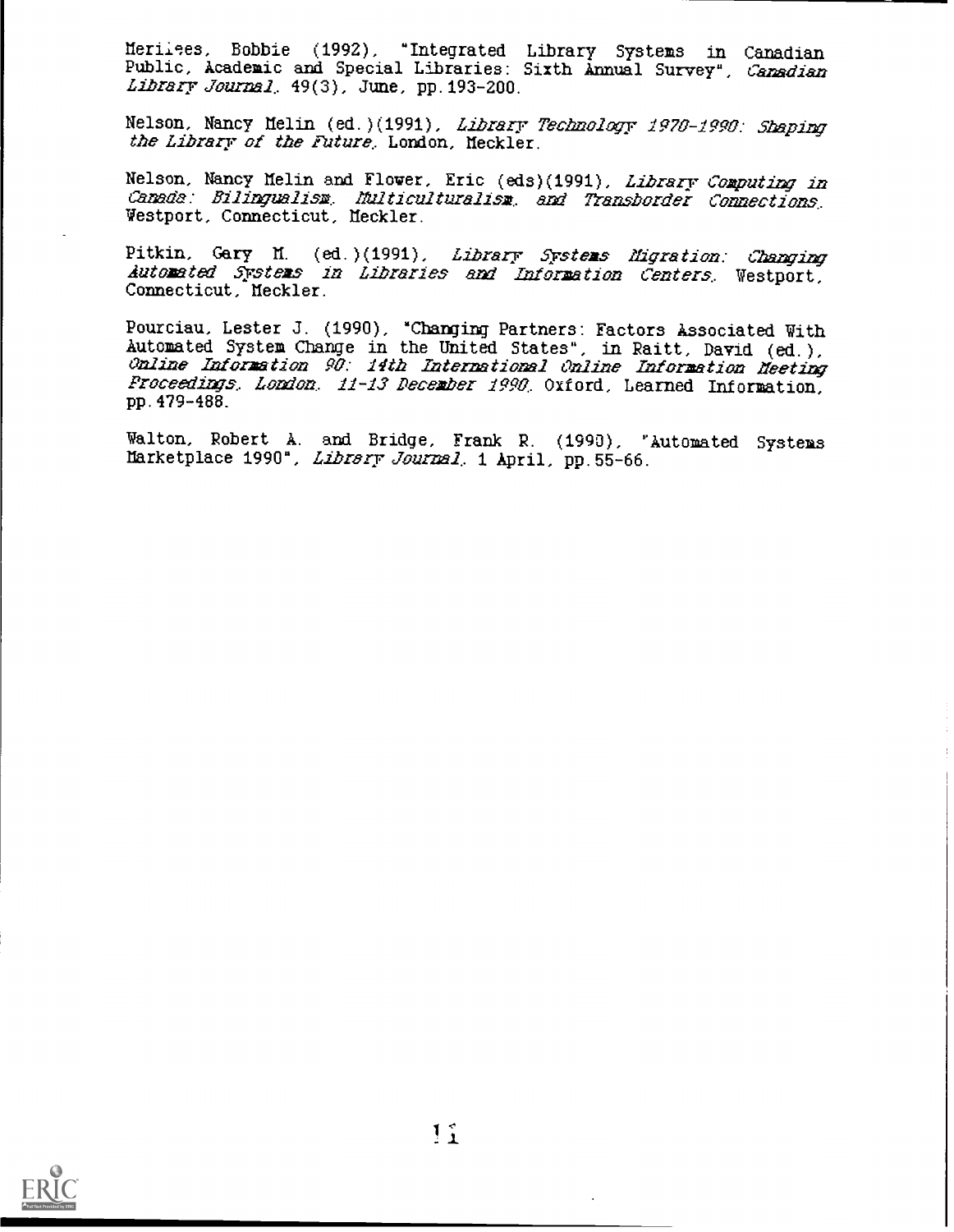Merilees, Bobbie (1992), "Integrated Library Systems in Canadian Public, Academic and Special Libraries: Sixth Annual Survey", *Canadian Library Journal*, 49(3), June, pp.193-200.

Nelson, Nancy Melin (ed.)(1991), *Library Technology 1970-1990: Shaping the Library of the Future*, London, Meckler.

Nelson, Nancy Melin and Flower, Eric (eds)(1991), *Library Computing in Canada: Bilingualism, Multiculturalism, and Transborder Connections*, Westport, Connecticut, Meckler.

Pitkin, Gary M. (ed.)(1991), *Library Systems Migration: Changing Automated Systems in Libraries and Information Centers*, Westport, Connecticut, Meckler.

Pourciau, Lester J. (1990), "Changing Partners: Factors Associated With Automated System Change in the United States", in Raitt, David (ed.), *Online Information 90: 14th International Online Information Meeting Proceedings, London, 11-13 December 1990*, Oxford, Learned Information, pp.479-488.

Walton, Robert A. and Bridge, Frank R. (1990), "Automated Systems Marketplace 1990", *Library Journal*, 1 April, pp.55-66.